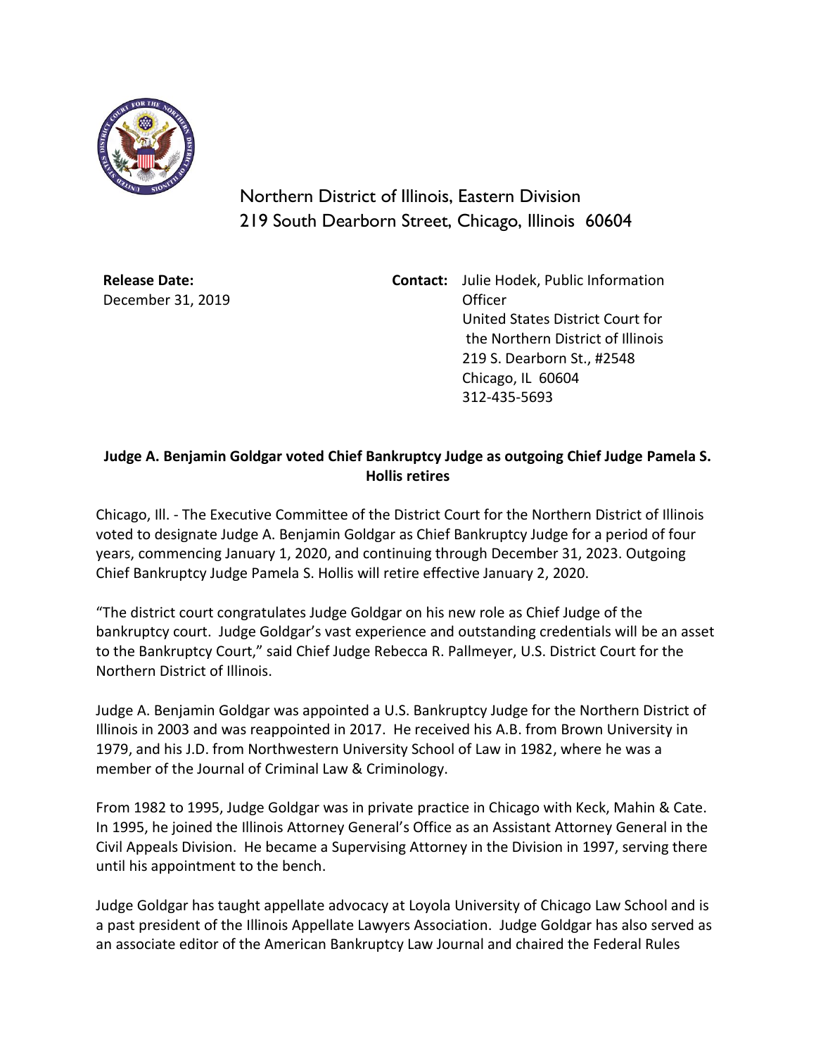Northern District of Illinois, Eastern Division
219 South Dearborn Street, Chicago, Illinois 60604

**Release Date:**
December 31, 2019

**Contact:** Julie Hodek, Public Information Officer
United States District Court for the Northern District of Illinois
219 S. Dearborn St., #2548
Chicago, IL 60604
312-435-5693

**Judge A. Benjamin Goldgar voted Chief Bankruptcy Judge as outgoing Chief Judge Pamela S. Hollis retires**

Chicago, Ill. - The Executive Committee of the District Court for the Northern District of Illinois voted to designate Judge A. Benjamin Goldgar as Chief Bankruptcy Judge for a period of four years, commencing January 1, 2020, and continuing through December 31, 2023. Outgoing Chief Bankruptcy Judge Pamela S. Hollis will retire effective January 2, 2020.

"The district court congratulates Judge Goldgar on his new role as Chief Judge of the bankruptcy court. Judge Goldgar's vast experience and outstanding credentials will be an asset to the Bankruptcy Court," said Chief Judge Rebecca R. Pallmeyer, U.S. District Court for the Northern District of Illinois.

Judge A. Benjamin Goldgar was appointed a U.S. Bankruptcy Judge for the Northern District of Illinois in 2003 and was reappointed in 2017. He received his A.B. from Brown University in 1979, and his J.D. from Northwestern University School of Law in 1982, where he was a member of the Journal of Criminal Law & Criminology.

From 1982 to 1995, Judge Goldgar was in private practice in Chicago with Keck, Mahin & Cate. In 1995, he joined the Illinois Attorney General's Office as an Assistant Attorney General in the Civil Appeals Division. He became a Supervising Attorney in the Division in 1997, serving there until his appointment to the bench.

Judge Goldgar has taught appellate advocacy at Loyola University of Chicago Law School and is a past president of the Illinois Appellate Lawyers Association. Judge Goldgar has also served as an associate editor of the American Bankruptcy Law Journal and chaired the Federal Rules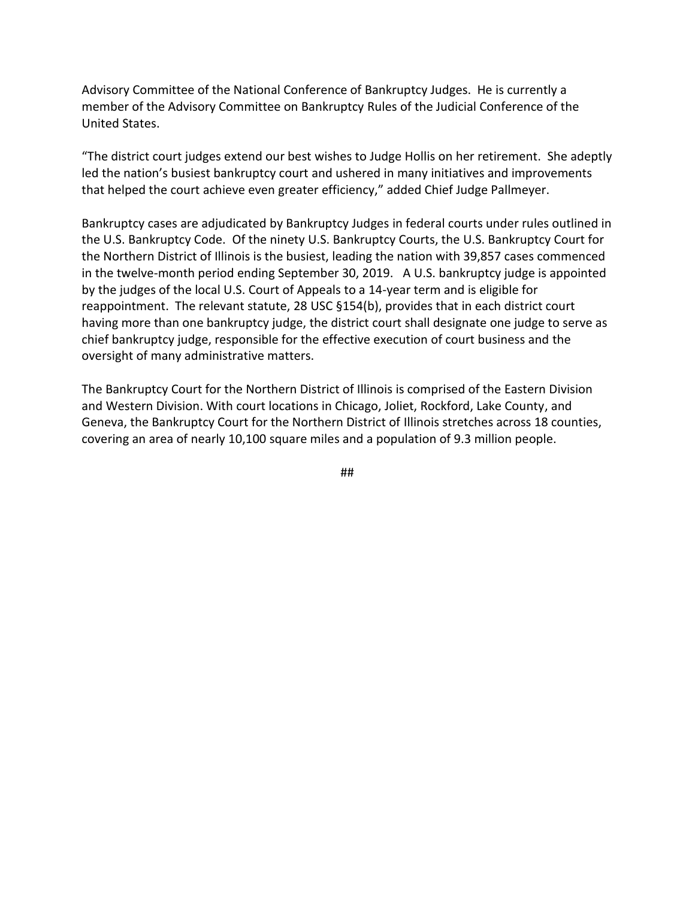Advisory Committee of the National Conference of Bankruptcy Judges. He is currently a member of the Advisory Committee on Bankruptcy Rules of the Judicial Conference of the United States.

"The district court judges extend our best wishes to Judge Hollis on her retirement. She adeptly led the nation's busiest bankruptcy court and ushered in many initiatives and improvements that helped the court achieve even greater efficiency," added Chief Judge Pallmeyer.

Bankruptcy cases are adjudicated by Bankruptcy Judges in federal courts under rules outlined in the U.S. Bankruptcy Code. Of the ninety U.S. Bankruptcy Courts, the U.S. Bankruptcy Court for the Northern District of Illinois is the busiest, leading the nation with 39,857 cases commenced in the twelve-month period ending September 30, 2019. A U.S. bankruptcy judge is appointed by the judges of the local U.S. Court of Appeals to a 14-year term and is eligible for reappointment. The relevant statute, 28 USC §154(b), provides that in each district court having more than one bankruptcy judge, the district court shall designate one judge to serve as chief bankruptcy judge, responsible for the effective execution of court business and the oversight of many administrative matters.

The Bankruptcy Court for the Northern District of Illinois is comprised of the Eastern Division and Western Division. With court locations in Chicago, Joliet, Rockford, Lake County, and Geneva, the Bankruptcy Court for the Northern District of Illinois stretches across 18 counties, covering an area of nearly 10,100 square miles and a population of 9.3 million people.

##